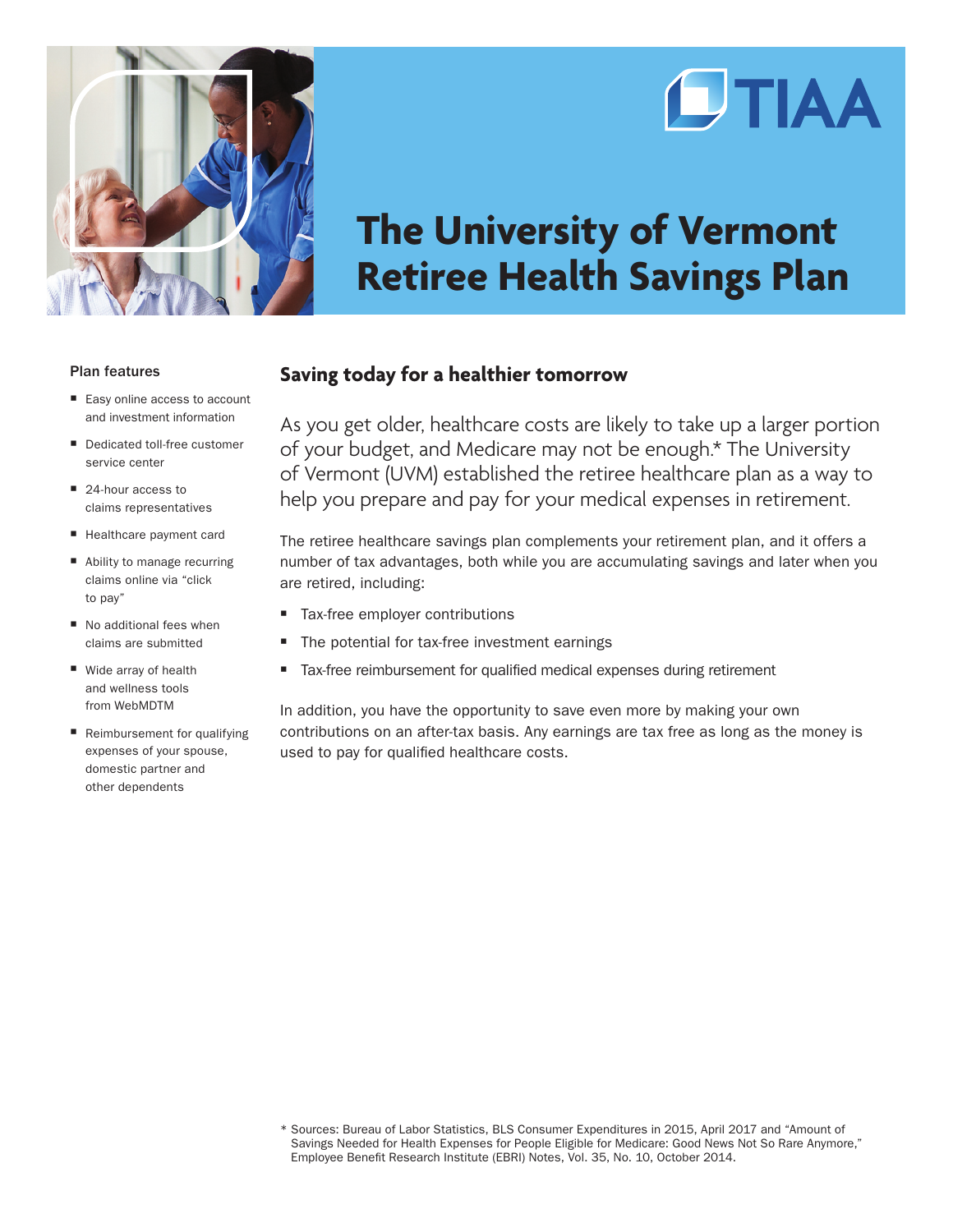# The University of Vermont Retiree Health Savings Plan

### Plan features

- Easy online access to account and investment information
- Dedicated toll-free customer service center
- 24-hour access to claims representatives
- Healthcare payment card
- Ability to manage recurring claims online via "click to pay"
- No additional fees when claims are submitted
- Wide array of health and wellness tools from WebMDTM
- Reimbursement for qualifying expenses of your spouse, domestic partner and other dependents

## Saving today for a healthier tomorrow

As you get older, healthcare costs are likely to take up a larger portion of your budget, and Medicare may not be enough.* The University of Vermont (UVM) established the retiree healthcare plan as a way to help you prepare and pay for your medical expenses in retirement.

The retiree healthcare savings plan complements your retirement plan, and it offers a number of tax advantages, both while you are accumulating savings and later when you are retired, including:

- Tax-free employer contributions
- The potential for tax-free investment earnings
- Tax-free reimbursement for qualified medical expenses during retirement

In addition, you have the opportunity to save even more by making your own contributions on an after-tax basis. Any earnings are tax free as long as the money is used to pay for qualified healthcare costs.

* Sources: Bureau of Labor Statistics, BLS Consumer Expenditures in 2015, April 2017 and "Amount of Savings Needed for Health Expenses for People Eligible for Medicare: Good News Not So Rare Anymore," Employee Benefit Research Institute (EBRI) Notes, Vol. 35, No. 10, October 2014.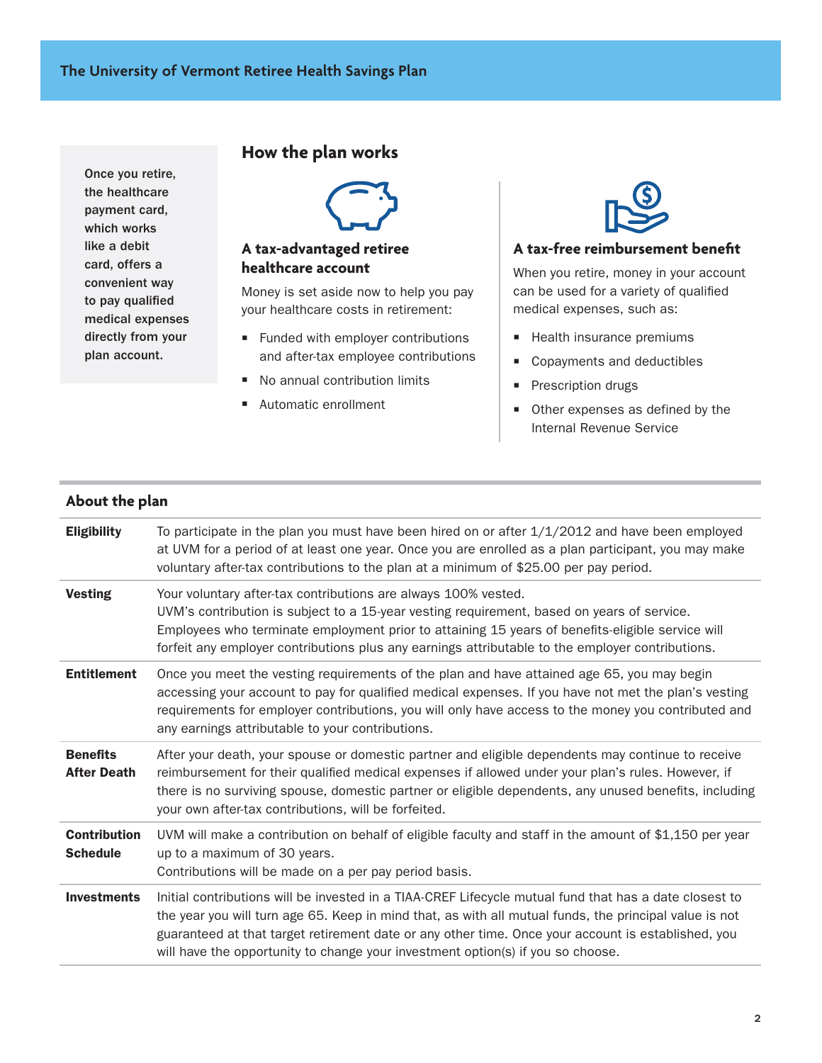# The University of Vermont Retiree Health Savings Plan

**Once you retire, the healthcare payment card, which works like a debit card, offers a convenient way to pay qualified medical expenses directly from your plan account.**

## How the plan works

### A tax-advantaged retiree healthcare account

Money is set aside now to help you pay your healthcare costs in retirement:

- Funded with employer contributions and after-tax employee contributions
- No annual contribution limits
- Automatic enrollment

### A tax-free reimbursement benefit

When you retire, money in your account can be used for a variety of qualified medical expenses, such as:

- Health insurance premiums
- Copayments and deductibles
- Prescription drugs
- Other expenses as defined by the Internal Revenue Service

## About the plan

| | |
|---|---|
| **Eligibility** | To participate in the plan you must have been hired on or after 1/1/2012 and have been employed at UVM for a period of at least one year. Once you are enrolled as a plan participant, you may make voluntary after-tax contributions to the plan at a minimum of $25.00 per pay period. |
| **Vesting** | Your voluntary after-tax contributions are always 100% vested. UVM's contribution is subject to a 15-year vesting requirement, based on years of service. Employees who terminate employment prior to attaining 15 years of benefits-eligible service will forfeit any employer contributions plus any earnings attributable to the employer contributions. |
| **Entitlement** | Once you meet the vesting requirements of the plan and have attained age 65, you may begin accessing your account to pay for qualified medical expenses. If you have not met the plan's vesting requirements for employer contributions, you will only have access to the money you contributed and any earnings attributable to your contributions. |
| **Benefits After Death** | After your death, your spouse or domestic partner and eligible dependents may continue to receive reimbursement for their qualified medical expenses if allowed under your plan's rules. However, if there is no surviving spouse, domestic partner or eligible dependents, any unused benefits, including your own after-tax contributions, will be forfeited. |
| **Contribution Schedule** | UVM will make a contribution on behalf of eligible faculty and staff in the amount of $1,150 per year up to a maximum of 30 years. Contributions will be made on a per pay period basis. |
| **Investments** | Initial contributions will be invested in a TIAA-CREF Lifecycle mutual fund that has a date closest to the year you will turn age 65. Keep in mind that, as with all mutual funds, the principal value is not guaranteed at that target retirement date or any other time. Once your account is established, you will have the opportunity to change your investment option(s) if you so choose. |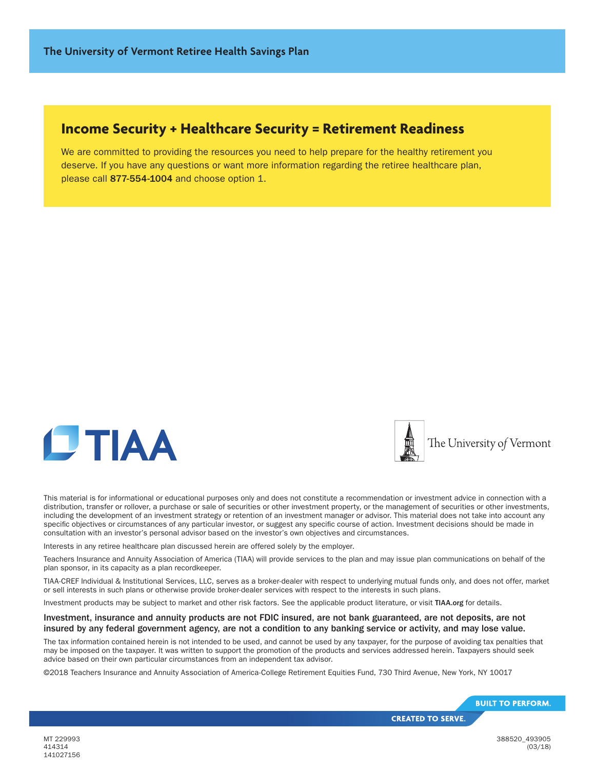The University of Vermont Retiree Health Savings Plan

## Income Security + Healthcare Security = Retirement Readiness

We are committed to providing the resources you need to help prepare for the healthy retirement you deserve. If you have any questions or want more information regarding the retiree healthcare plan, please call **877-554-1004** and choose option 1.

TIAA

The University of Vermont

This material is for informational or educational purposes only and does not constitute a recommendation or investment advice in connection with a distribution, transfer or rollover, a purchase or sale of securities or other investment property, or the management of securities or other investments, including the development of an investment strategy or retention of an investment manager or advisor. This material does not take into account any specific objectives or circumstances of any particular investor, or suggest any specific course of action. Investment decisions should be made in consultation with an investor's personal advisor based on the investor's own objectives and circumstances.

Interests in any retiree healthcare plan discussed herein are offered solely by the employer.

Teachers Insurance and Annuity Association of America (TIAA) will provide services to the plan and may issue plan communications on behalf of the plan sponsor, in its capacity as a plan recordkeeper.

TIAA-CREF Individual & Institutional Services, LLC, serves as a broker-dealer with respect to underlying mutual funds only, and does not offer, market or sell interests in such plans or otherwise provide broker-dealer services with respect to the interests in such plans.

Investment products may be subject to market and other risk factors. See the applicable product literature, or visit **TIAA.org** for details.

**Investment, insurance and annuity products are not FDIC insured, are not bank guaranteed, are not deposits, are not insured by any federal government agency, are not a condition to any banking service or activity, and may lose value.**

The tax information contained herein is not intended to be used, and cannot be used by any taxpayer, for the purpose of avoiding tax penalties that may be imposed on the taxpayer. It was written to support the promotion of the products and services addressed herein. Taxpayers should seek advice based on their own particular circumstances from an independent tax advisor.

©2018 Teachers Insurance and Annuity Association of America-College Retirement Equities Fund, 730 Third Avenue, New York, NY 10017

**BUILT TO PERFORM.**
**CREATED TO SERVE.**

MT 229993
414314
141027156

388520_493905
(03/18)